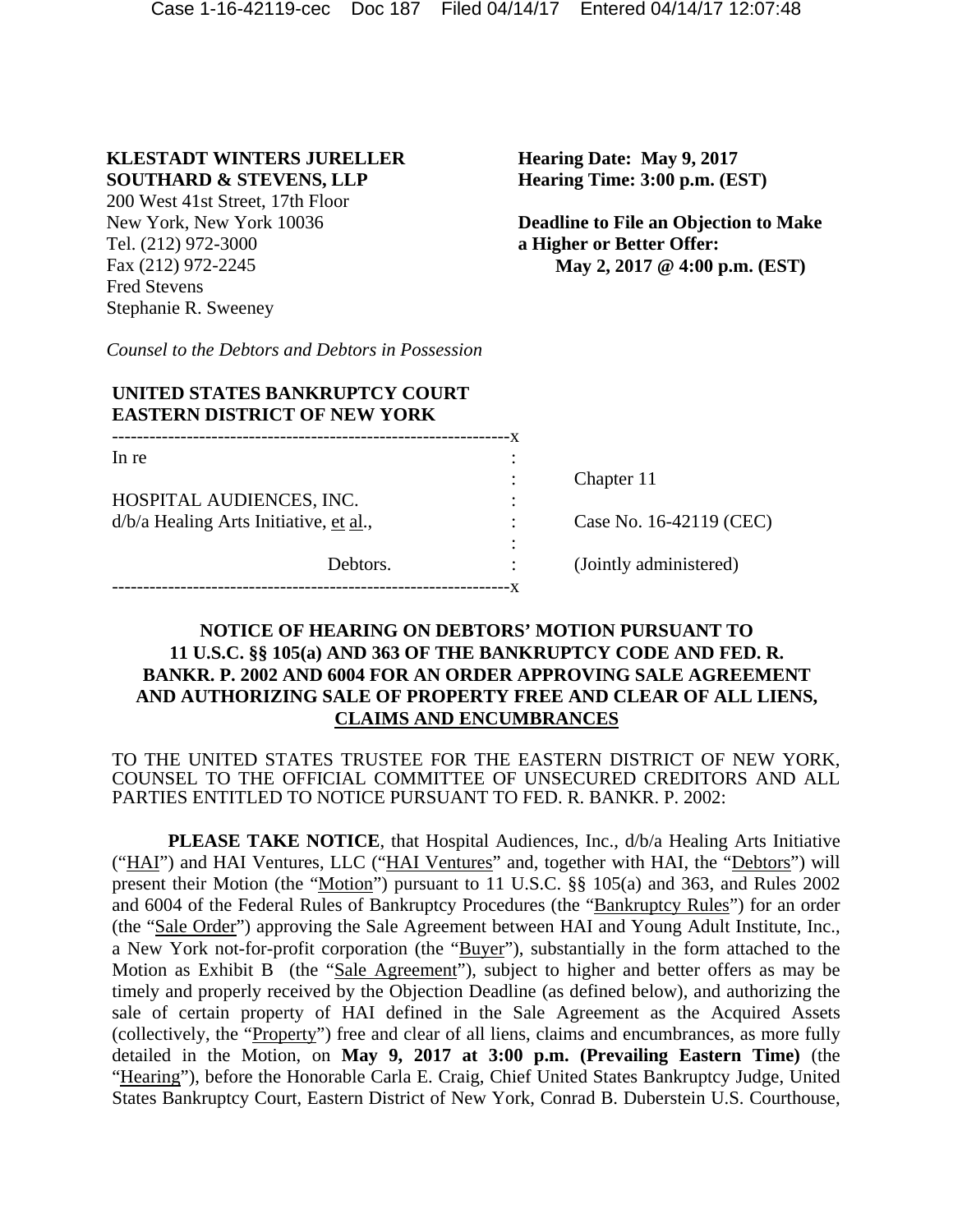**KLESTADT WINTERS JURELLER SOUTHARD & STEVENS, LLP**
200 West 41st Street, 17th Floor
New York, New York 10036
Tel. (212) 972-3000
Fax (212) 972-2245
Fred Stevens
Stephanie R. Sweeney

*Counsel to the Debtors and Debtors in Possession*

**Hearing Date: May 9, 2017**
**Hearing Time: 3:00 p.m. (EST)**

**Deadline to File an Objection to Make a Higher or Better Offer:**
**May 2, 2017 @ 4:00 p.m. (EST)**

**UNITED STATES BANKRUPTCY COURT**
**EASTERN DISTRICT OF NEW YORK**

| | | |
|---|---|---|
| In re | : | |
| | : | Chapter 11 |
| HOSPITAL AUDIENCES, INC. | : | |
| d/b/a Healing Arts Initiative, et al., | : | Case No. 16-42119 (CEC) |
| | : | |
| Debtors. | : | (Jointly administered) |

**NOTICE OF HEARING ON DEBTORS' MOTION PURSUANT TO 11 U.S.C. §§ 105(a) AND 363 OF THE BANKRUPTCY CODE AND FED. R. BANKR. P. 2002 AND 6004 FOR AN ORDER APPROVING SALE AGREEMENT AND AUTHORIZING SALE OF PROPERTY FREE AND CLEAR OF ALL LIENS, CLAIMS AND ENCUMBRANCES**

TO THE UNITED STATES TRUSTEE FOR THE EASTERN DISTRICT OF NEW YORK, COUNSEL TO THE OFFICIAL COMMITTEE OF UNSECURED CREDITORS AND ALL PARTIES ENTITLED TO NOTICE PURSUANT TO FED. R. BANKR. P. 2002:

**PLEASE TAKE NOTICE**, that Hospital Audiences, Inc., d/b/a Healing Arts Initiative ("HAI") and HAI Ventures, LLC ("HAI Ventures" and, together with HAI, the "Debtors") will present their Motion (the "Motion") pursuant to 11 U.S.C. §§ 105(a) and 363, and Rules 2002 and 6004 of the Federal Rules of Bankruptcy Procedures (the "Bankruptcy Rules") for an order (the "Sale Order") approving the Sale Agreement between HAI and Young Adult Institute, Inc., a New York not-for-profit corporation (the "Buyer"), substantially in the form attached to the Motion as Exhibit B (the "Sale Agreement"), subject to higher and better offers as may be timely and properly received by the Objection Deadline (as defined below), and authorizing the sale of certain property of HAI defined in the Sale Agreement as the Acquired Assets (collectively, the "Property") free and clear of all liens, claims and encumbrances, as more fully detailed in the Motion, on **May 9, 2017 at 3:00 p.m. (Prevailing Eastern Time)** (the "Hearing"), before the Honorable Carla E. Craig, Chief United States Bankruptcy Judge, United States Bankruptcy Court, Eastern District of New York, Conrad B. Duberstein U.S. Courthouse,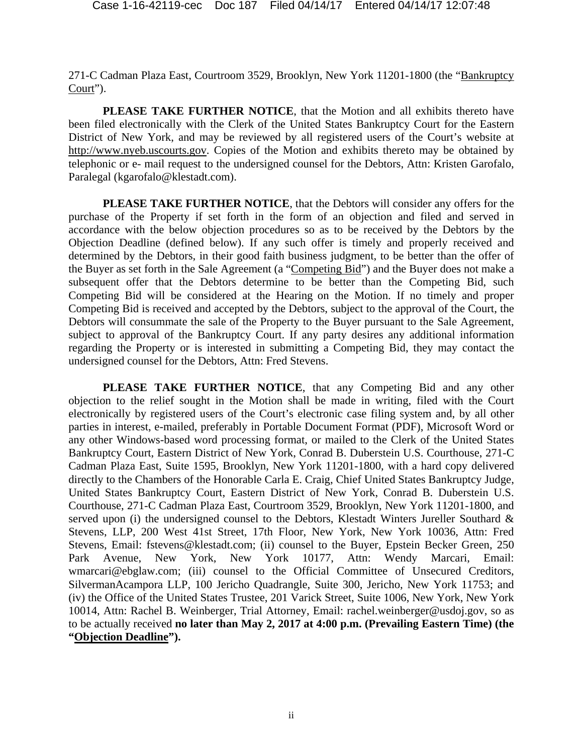271-C Cadman Plaza East, Courtroom 3529, Brooklyn, New York 11201-1800 (the "Bankruptcy Court").

**PLEASE TAKE FURTHER NOTICE**, that the Motion and all exhibits thereto have been filed electronically with the Clerk of the United States Bankruptcy Court for the Eastern District of New York, and may be reviewed by all registered users of the Court's website at http://www.nyeb.uscourts.gov. Copies of the Motion and exhibits thereto may be obtained by telephonic or e- mail request to the undersigned counsel for the Debtors, Attn: Kristen Garofalo, Paralegal (kgarofalo@klestadt.com).

**PLEASE TAKE FURTHER NOTICE**, that the Debtors will consider any offers for the purchase of the Property if set forth in the form of an objection and filed and served in accordance with the below objection procedures so as to be received by the Debtors by the Objection Deadline (defined below). If any such offer is timely and properly received and determined by the Debtors, in their good faith business judgment, to be better than the offer of the Buyer as set forth in the Sale Agreement (a "Competing Bid") and the Buyer does not make a subsequent offer that the Debtors determine to be better than the Competing Bid, such Competing Bid will be considered at the Hearing on the Motion. If no timely and proper Competing Bid is received and accepted by the Debtors, subject to the approval of the Court, the Debtors will consummate the sale of the Property to the Buyer pursuant to the Sale Agreement, subject to approval of the Bankruptcy Court. If any party desires any additional information regarding the Property or is interested in submitting a Competing Bid, they may contact the undersigned counsel for the Debtors, Attn: Fred Stevens.

**PLEASE TAKE FURTHER NOTICE**, that any Competing Bid and any other objection to the relief sought in the Motion shall be made in writing, filed with the Court electronically by registered users of the Court's electronic case filing system and, by all other parties in interest, e-mailed, preferably in Portable Document Format (PDF), Microsoft Word or any other Windows-based word processing format, or mailed to the Clerk of the United States Bankruptcy Court, Eastern District of New York, Conrad B. Duberstein U.S. Courthouse, 271-C Cadman Plaza East, Suite 1595, Brooklyn, New York 11201-1800, with a hard copy delivered directly to the Chambers of the Honorable Carla E. Craig, Chief United States Bankruptcy Judge, United States Bankruptcy Court, Eastern District of New York, Conrad B. Duberstein U.S. Courthouse, 271-C Cadman Plaza East, Courtroom 3529, Brooklyn, New York 11201-1800, and served upon (i) the undersigned counsel to the Debtors, Klestadt Winters Jureller Southard & Stevens, LLP, 200 West 41st Street, 17th Floor, New York, New York 10036, Attn: Fred Stevens, Email: fstevens@klestadt.com; (ii) counsel to the Buyer, Epstein Becker Green, 250 Park Avenue, New York, New York 10177, Attn: Wendy Marcari, Email: wmarcari@ebglaw.com; (iii) counsel to the Official Committee of Unsecured Creditors, SilvermanAcampora LLP, 100 Jericho Quadrangle, Suite 300, Jericho, New York 11753; and (iv) the Office of the United States Trustee, 201 Varick Street, Suite 1006, New York, New York 10014, Attn: Rachel B. Weinberger, Trial Attorney, Email: rachel.weinberger@usdoj.gov, so as to be actually received **no later than May 2, 2017 at 4:00 p.m. (Prevailing Eastern Time) (the "Objection Deadline").**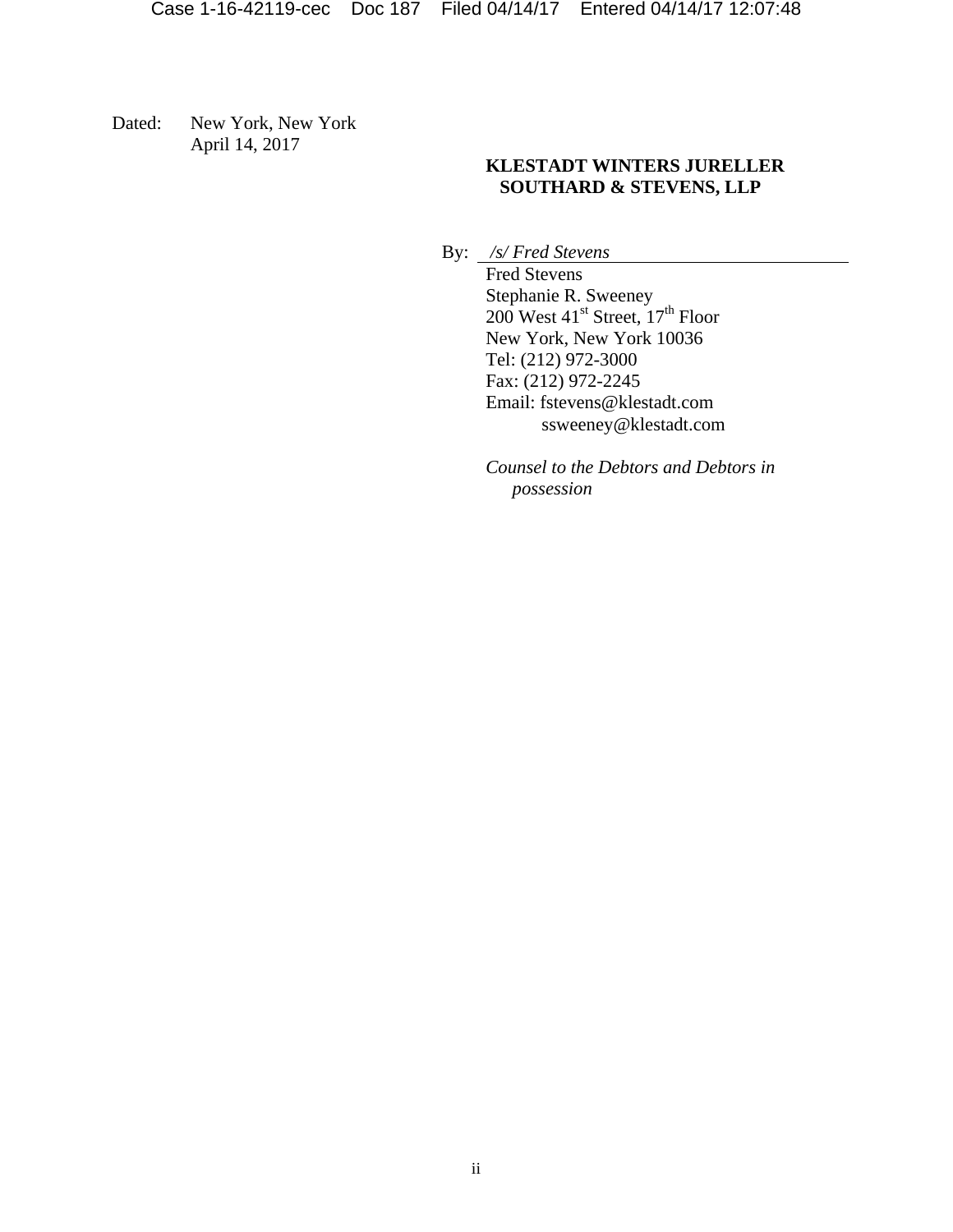Dated: New York, New York
April 14, 2017

**KLESTADT WINTERS JURELLER SOUTHARD & STEVENS, LLP**

By: */s/ Fred Stevens*
Fred Stevens
Stephanie R. Sweeney
200 West 41st Street, 17th Floor
New York, New York 10036
Tel: (212) 972-3000
Fax: (212) 972-2245
Email: fstevens@klestadt.com
ssweeney@klestadt.com

*Counsel to the Debtors and Debtors in possession*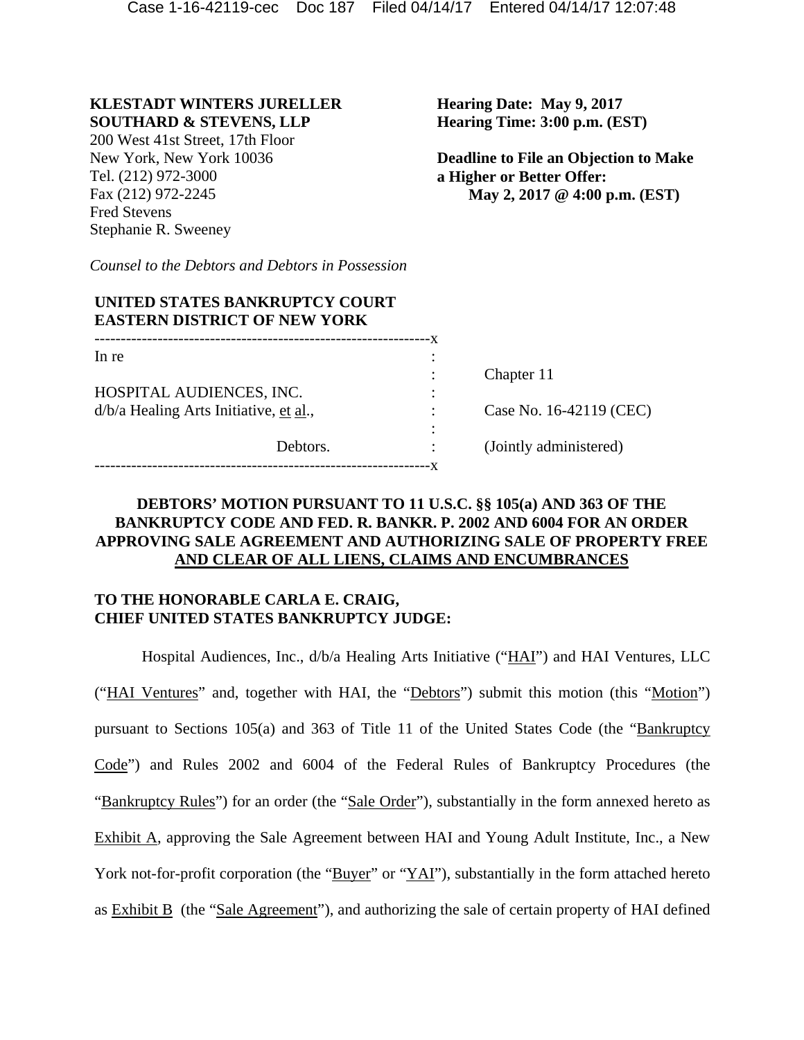**KLESTADT WINTERS JURELLER SOUTHARD & STEVENS, LLP**
200 West 41st Street, 17th Floor
New York, New York 10036
Tel. (212) 972-3000
Fax (212) 972-2245
Fred Stevens
Stephanie R. Sweeney

*Counsel to the Debtors and Debtors in Possession*

**Hearing Date: May 9, 2017**
**Hearing Time: 3:00 p.m. (EST)**

**Deadline to File an Objection to Make a Higher or Better Offer:**
**May 2, 2017 @ 4:00 p.m. (EST)**

**UNITED STATES BANKRUPTCY COURT**
**EASTERN DISTRICT OF NEW YORK**

| | | |
|---|---|---|
| In re | : | |
| | : | Chapter 11 |
| HOSPITAL AUDIENCES, INC. | : | |
| d/b/a Healing Arts Initiative, et al., | : | Case No. 16-42119 (CEC) |
| | : | |
| Debtors. | : | (Jointly administered) |

**DEBTORS' MOTION PURSUANT TO 11 U.S.C. §§ 105(a) AND 363 OF THE BANKRUPTCY CODE AND FED. R. BANKR. P. 2002 AND 6004 FOR AN ORDER APPROVING SALE AGREEMENT AND AUTHORIZING SALE OF PROPERTY FREE AND CLEAR OF ALL LIENS, CLAIMS AND ENCUMBRANCES**

**TO THE HONORABLE CARLA E. CRAIG, CHIEF UNITED STATES BANKRUPTCY JUDGE:**

Hospital Audiences, Inc., d/b/a Healing Arts Initiative ("HAI") and HAI Ventures, LLC ("HAI Ventures" and, together with HAI, the "Debtors") submit this motion (this "Motion") pursuant to Sections 105(a) and 363 of Title 11 of the United States Code (the "Bankruptcy Code") and Rules 2002 and 6004 of the Federal Rules of Bankruptcy Procedures (the "Bankruptcy Rules") for an order (the "Sale Order"), substantially in the form annexed hereto as Exhibit A, approving the Sale Agreement between HAI and Young Adult Institute, Inc., a New York not-for-profit corporation (the "Buyer" or "YAI"), substantially in the form attached hereto as Exhibit B (the "Sale Agreement"), and authorizing the sale of certain property of HAI defined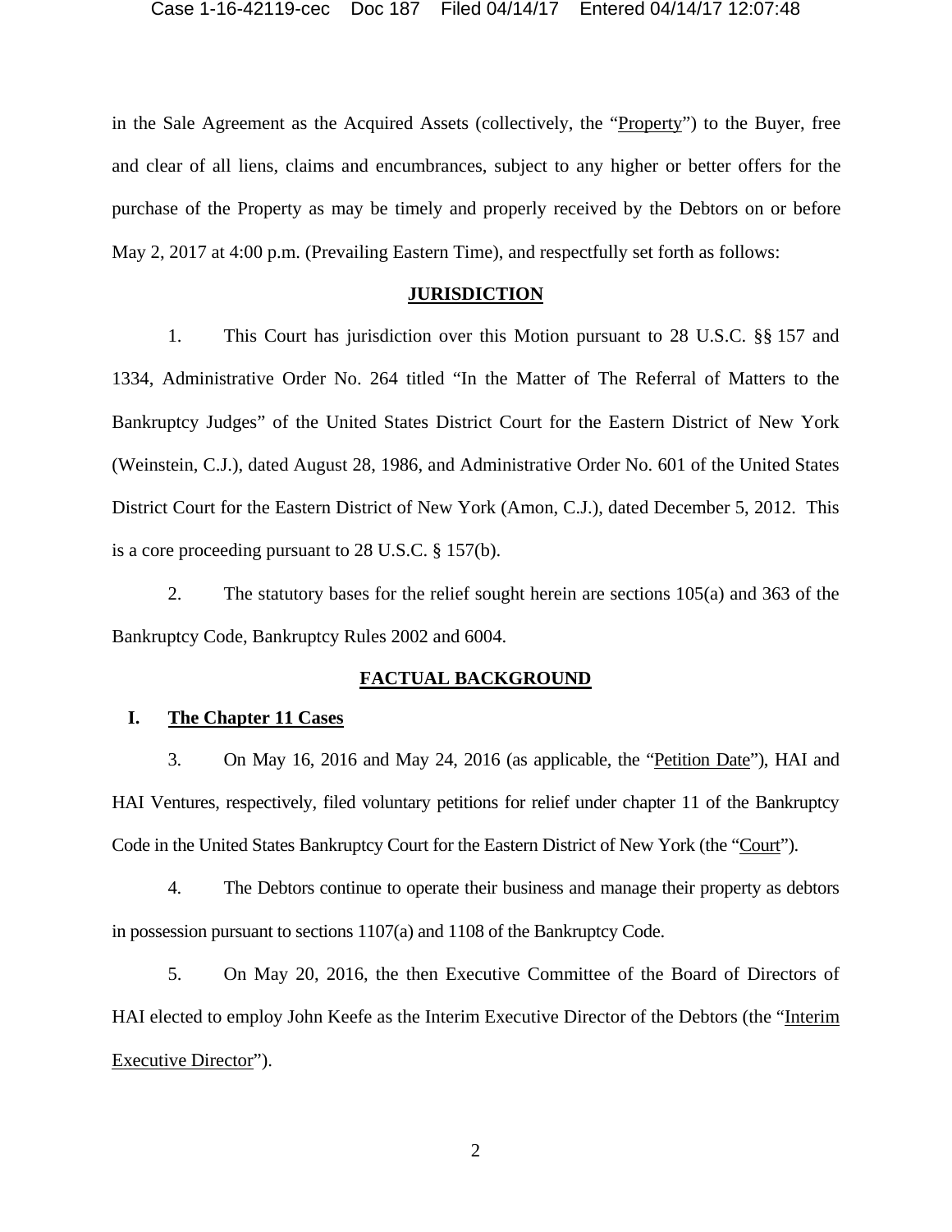in the Sale Agreement as the Acquired Assets (collectively, the "Property") to the Buyer, free and clear of all liens, claims and encumbrances, subject to any higher or better offers for the purchase of the Property as may be timely and properly received by the Debtors on or before May 2, 2017 at 4:00 p.m. (Prevailing Eastern Time), and respectfully set forth as follows:

## JURISDICTION

1. This Court has jurisdiction over this Motion pursuant to 28 U.S.C. §§ 157 and 1334, Administrative Order No. 264 titled "In the Matter of The Referral of Matters to the Bankruptcy Judges" of the United States District Court for the Eastern District of New York (Weinstein, C.J.), dated August 28, 1986, and Administrative Order No. 601 of the United States District Court for the Eastern District of New York (Amon, C.J.), dated December 5, 2012. This is a core proceeding pursuant to 28 U.S.C. § 157(b).

2. The statutory bases for the relief sought herein are sections 105(a) and 363 of the Bankruptcy Code, Bankruptcy Rules 2002 and 6004.

## FACTUAL BACKGROUND

### I. The Chapter 11 Cases

3. On May 16, 2016 and May 24, 2016 (as applicable, the "Petition Date"), HAI and HAI Ventures, respectively, filed voluntary petitions for relief under chapter 11 of the Bankruptcy Code in the United States Bankruptcy Court for the Eastern District of New York (the "Court").

4. The Debtors continue to operate their business and manage their property as debtors in possession pursuant to sections 1107(a) and 1108 of the Bankruptcy Code.

5. On May 20, 2016, the then Executive Committee of the Board of Directors of HAI elected to employ John Keefe as the Interim Executive Director of the Debtors (the "Interim Executive Director").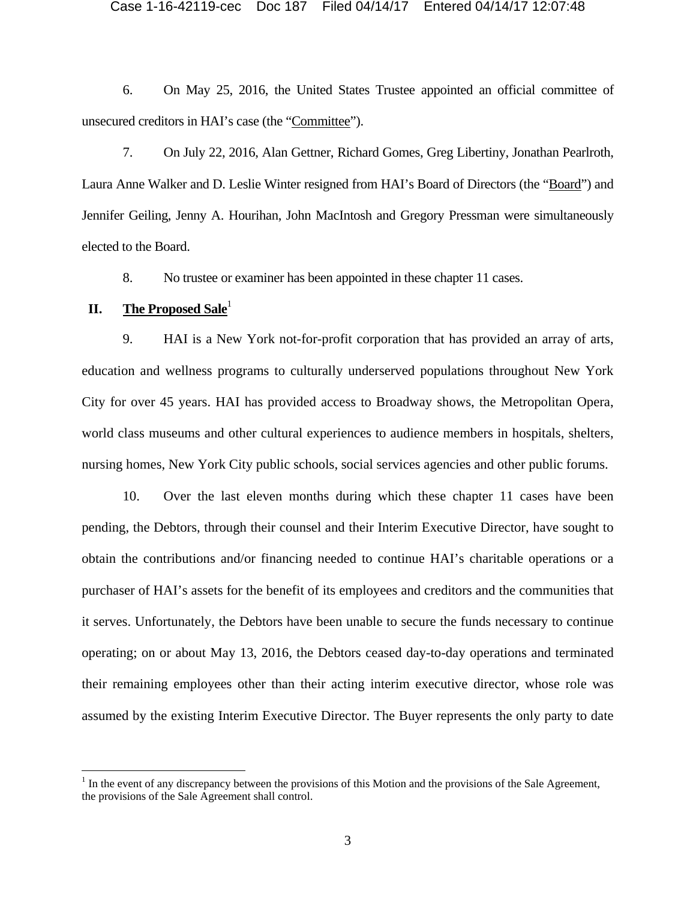6. On May 25, 2016, the United States Trustee appointed an official committee of unsecured creditors in HAI's case (the "Committee").

7. On July 22, 2016, Alan Gettner, Richard Gomes, Greg Libertiny, Jonathan Pearlroth, Laura Anne Walker and D. Leslie Winter resigned from HAI's Board of Directors (the "Board") and Jennifer Geiling, Jenny A. Hourihan, John MacIntosh and Gregory Pressman were simultaneously elected to the Board.

8. No trustee or examiner has been appointed in these chapter 11 cases.

## II. **The Proposed Sale**[1]

9. HAI is a New York not-for-profit corporation that has provided an array of arts, education and wellness programs to culturally underserved populations throughout New York City for over 45 years. HAI has provided access to Broadway shows, the Metropolitan Opera, world class museums and other cultural experiences to audience members in hospitals, shelters, nursing homes, New York City public schools, social services agencies and other public forums.

10. Over the last eleven months during which these chapter 11 cases have been pending, the Debtors, through their counsel and their Interim Executive Director, have sought to obtain the contributions and/or financing needed to continue HAI's charitable operations or a purchaser of HAI's assets for the benefit of its employees and creditors and the communities that it serves. Unfortunately, the Debtors have been unable to secure the funds necessary to continue operating; on or about May 13, 2016, the Debtors ceased day-to-day operations and terminated their remaining employees other than their acting interim executive director, whose role was assumed by the existing Interim Executive Director. The Buyer represents the only party to date

---

[1] In the event of any discrepancy between the provisions of this Motion and the provisions of the Sale Agreement, the provisions of the Sale Agreement shall control.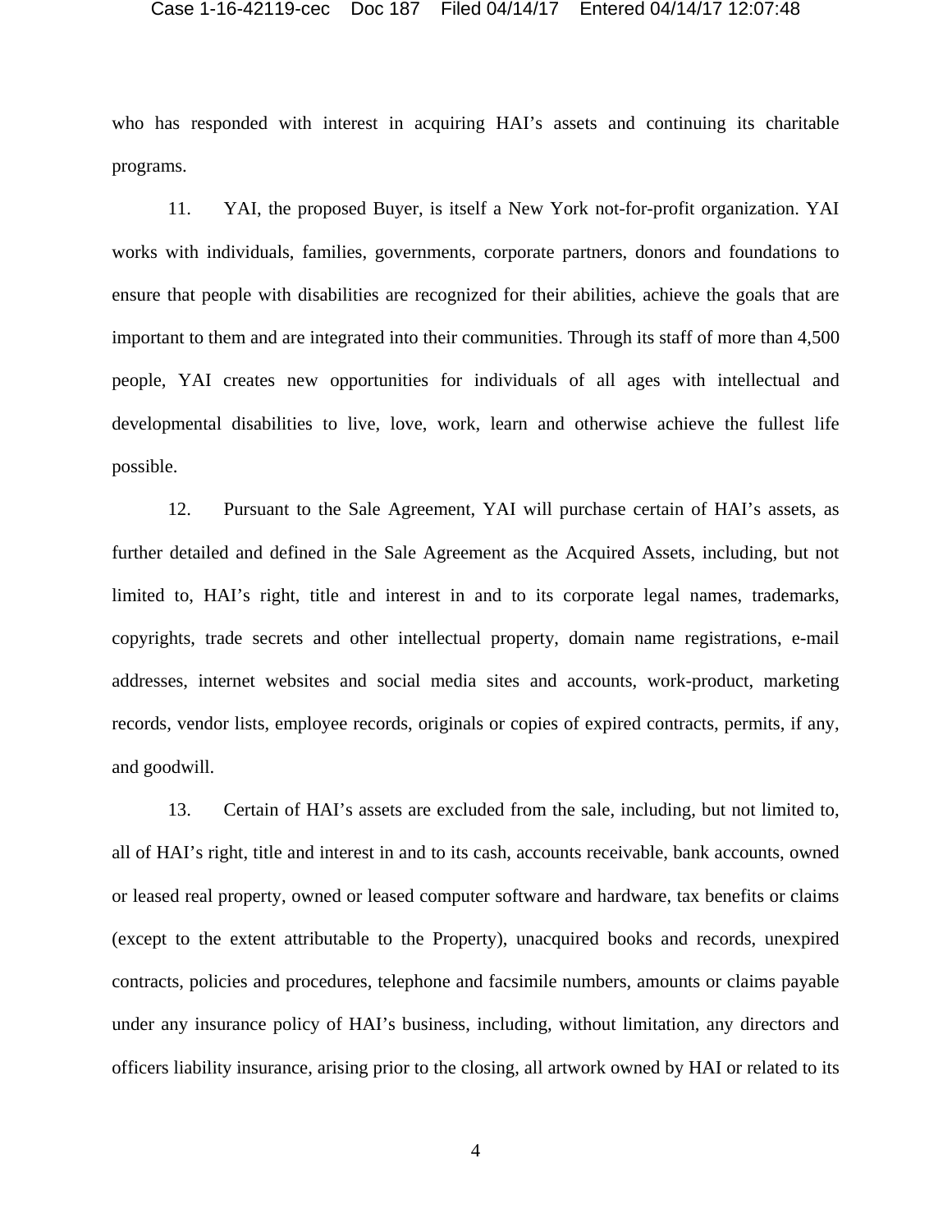who has responded with interest in acquiring HAI's assets and continuing its charitable programs.

11. YAI, the proposed Buyer, is itself a New York not-for-profit organization. YAI works with individuals, families, governments, corporate partners, donors and foundations to ensure that people with disabilities are recognized for their abilities, achieve the goals that are important to them and are integrated into their communities. Through its staff of more than 4,500 people, YAI creates new opportunities for individuals of all ages with intellectual and developmental disabilities to live, love, work, learn and otherwise achieve the fullest life possible.

12. Pursuant to the Sale Agreement, YAI will purchase certain of HAI's assets, as further detailed and defined in the Sale Agreement as the Acquired Assets, including, but not limited to, HAI's right, title and interest in and to its corporate legal names, trademarks, copyrights, trade secrets and other intellectual property, domain name registrations, e-mail addresses, internet websites and social media sites and accounts, work-product, marketing records, vendor lists, employee records, originals or copies of expired contracts, permits, if any, and goodwill.

13. Certain of HAI's assets are excluded from the sale, including, but not limited to, all of HAI's right, title and interest in and to its cash, accounts receivable, bank accounts, owned or leased real property, owned or leased computer software and hardware, tax benefits or claims (except to the extent attributable to the Property), unacquired books and records, unexpired contracts, policies and procedures, telephone and facsimile numbers, amounts or claims payable under any insurance policy of HAI's business, including, without limitation, any directors and officers liability insurance, arising prior to the closing, all artwork owned by HAI or related to its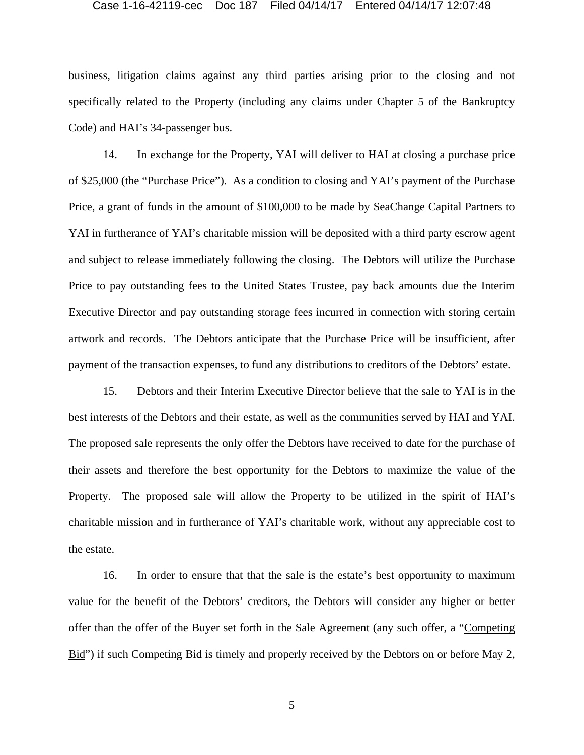business, litigation claims against any third parties arising prior to the closing and not specifically related to the Property (including any claims under Chapter 5 of the Bankruptcy Code) and HAI's 34-passenger bus.

14. In exchange for the Property, YAI will deliver to HAI at closing a purchase price of $25,000 (the "Purchase Price"). As a condition to closing and YAI's payment of the Purchase Price, a grant of funds in the amount of $100,000 to be made by SeaChange Capital Partners to YAI in furtherance of YAI's charitable mission will be deposited with a third party escrow agent and subject to release immediately following the closing. The Debtors will utilize the Purchase Price to pay outstanding fees to the United States Trustee, pay back amounts due the Interim Executive Director and pay outstanding storage fees incurred in connection with storing certain artwork and records. The Debtors anticipate that the Purchase Price will be insufficient, after payment of the transaction expenses, to fund any distributions to creditors of the Debtors' estate.

15. Debtors and their Interim Executive Director believe that the sale to YAI is in the best interests of the Debtors and their estate, as well as the communities served by HAI and YAI. The proposed sale represents the only offer the Debtors have received to date for the purchase of their assets and therefore the best opportunity for the Debtors to maximize the value of the Property. The proposed sale will allow the Property to be utilized in the spirit of HAI's charitable mission and in furtherance of YAI's charitable work, without any appreciable cost to the estate.

16. In order to ensure that that the sale is the estate's best opportunity to maximum value for the benefit of the Debtors' creditors, the Debtors will consider any higher or better offer than the offer of the Buyer set forth in the Sale Agreement (any such offer, a "Competing Bid") if such Competing Bid is timely and properly received by the Debtors on or before May 2,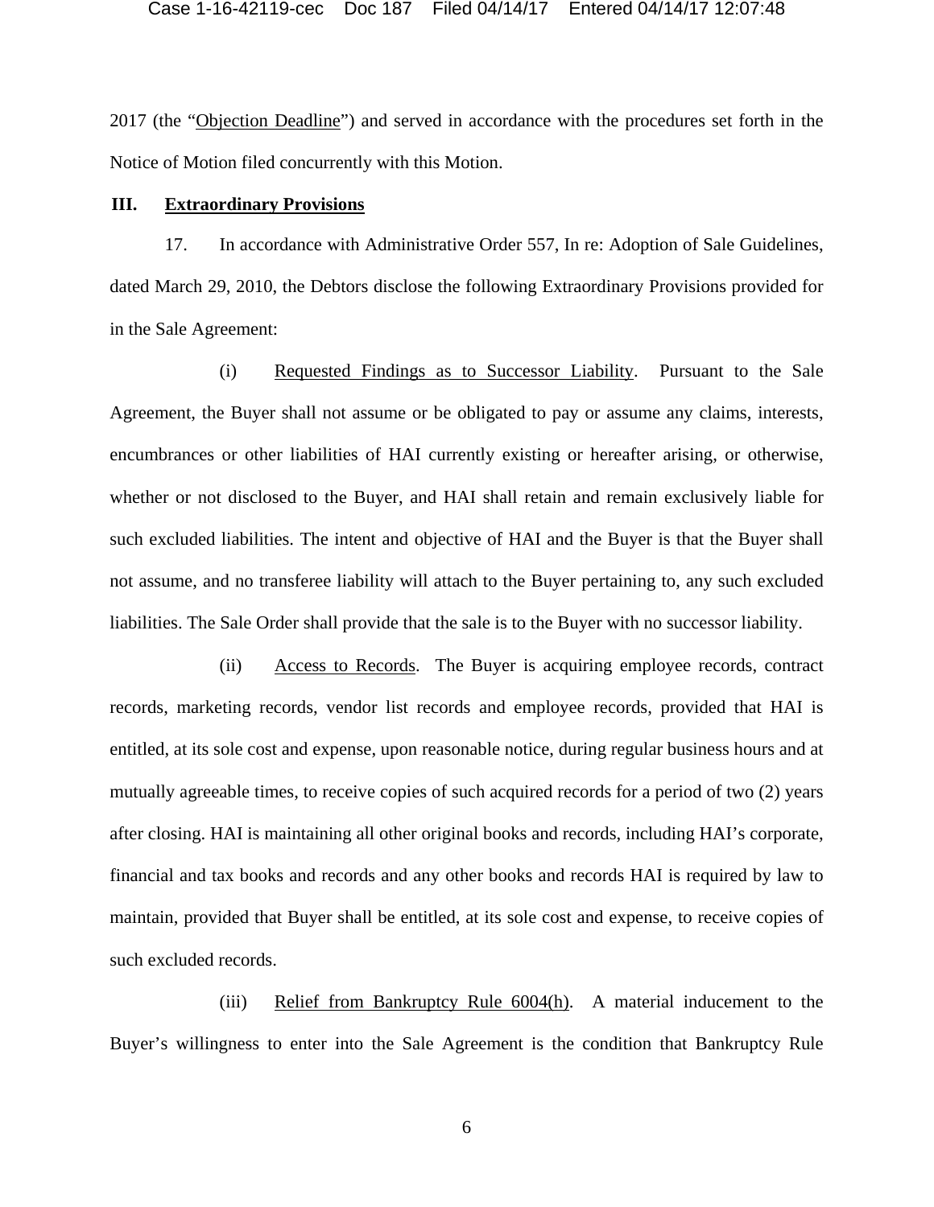2017 (the "Objection Deadline") and served in accordance with the procedures set forth in the Notice of Motion filed concurrently with this Motion.

## III. Extraordinary Provisions

17. In accordance with Administrative Order 557, In re: Adoption of Sale Guidelines, dated March 29, 2010, the Debtors disclose the following Extraordinary Provisions provided for in the Sale Agreement:

(i) Requested Findings as to Successor Liability. Pursuant to the Sale Agreement, the Buyer shall not assume or be obligated to pay or assume any claims, interests, encumbrances or other liabilities of HAI currently existing or hereafter arising, or otherwise, whether or not disclosed to the Buyer, and HAI shall retain and remain exclusively liable for such excluded liabilities. The intent and objective of HAI and the Buyer is that the Buyer shall not assume, and no transferee liability will attach to the Buyer pertaining to, any such excluded liabilities. The Sale Order shall provide that the sale is to the Buyer with no successor liability.

(ii) Access to Records. The Buyer is acquiring employee records, contract records, marketing records, vendor list records and employee records, provided that HAI is entitled, at its sole cost and expense, upon reasonable notice, during regular business hours and at mutually agreeable times, to receive copies of such acquired records for a period of two (2) years after closing. HAI is maintaining all other original books and records, including HAI's corporate, financial and tax books and records and any other books and records HAI is required by law to maintain, provided that Buyer shall be entitled, at its sole cost and expense, to receive copies of such excluded records.

(iii) Relief from Bankruptcy Rule 6004(h). A material inducement to the Buyer's willingness to enter into the Sale Agreement is the condition that Bankruptcy Rule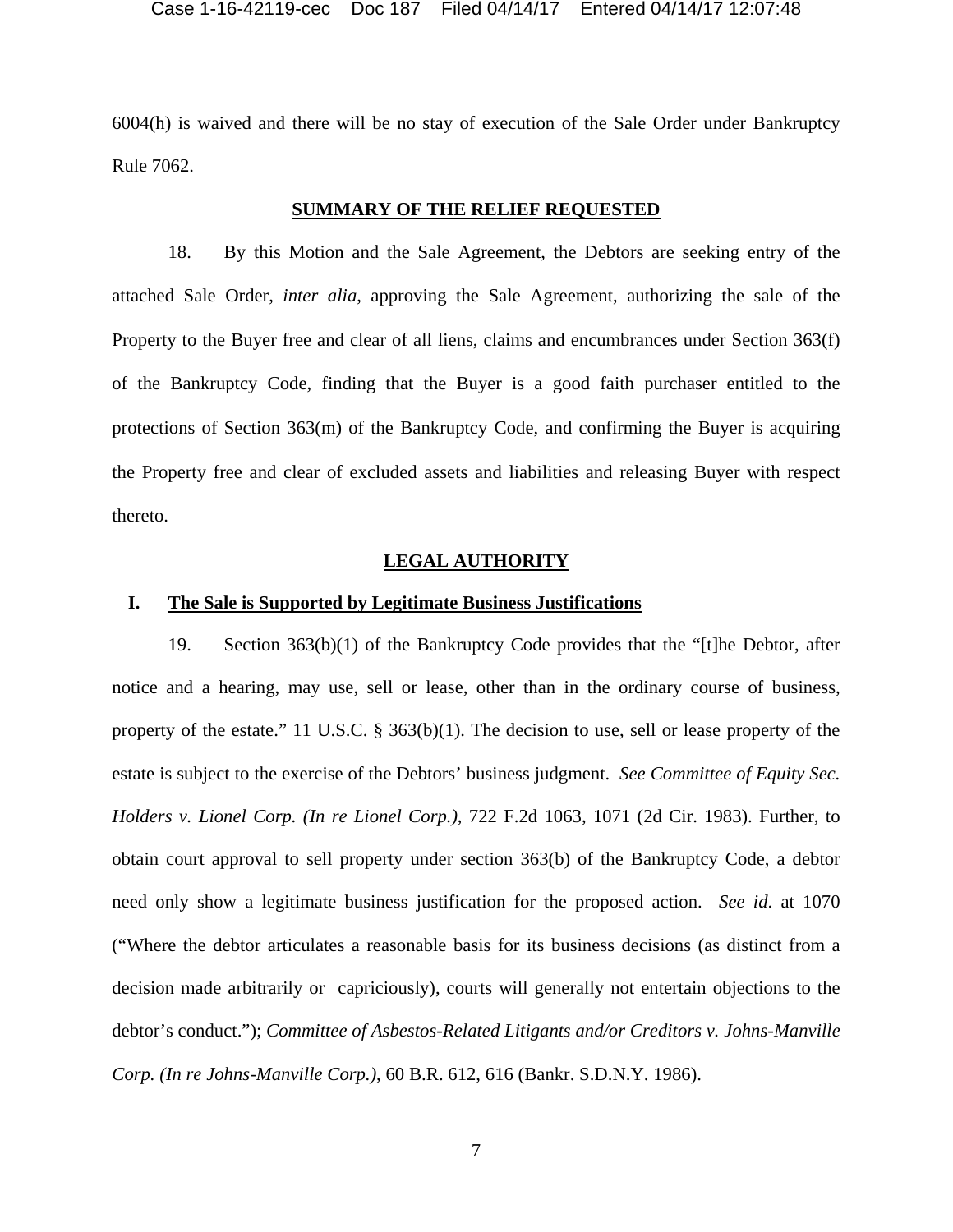6004(h) is waived and there will be no stay of execution of the Sale Order under Bankruptcy Rule 7062.

## SUMMARY OF THE RELIEF REQUESTED

18. By this Motion and the Sale Agreement, the Debtors are seeking entry of the attached Sale Order, *inter alia*, approving the Sale Agreement, authorizing the sale of the Property to the Buyer free and clear of all liens, claims and encumbrances under Section 363(f) of the Bankruptcy Code, finding that the Buyer is a good faith purchaser entitled to the protections of Section 363(m) of the Bankruptcy Code, and confirming the Buyer is acquiring the Property free and clear of excluded assets and liabilities and releasing Buyer with respect thereto.

## LEGAL AUTHORITY

### I. The Sale is Supported by Legitimate Business Justifications

19. Section 363(b)(1) of the Bankruptcy Code provides that the "[t]he Debtor, after notice and a hearing, may use, sell or lease, other than in the ordinary course of business, property of the estate." 11 U.S.C. § 363(b)(1). The decision to use, sell or lease property of the estate is subject to the exercise of the Debtors' business judgment. *See Committee of Equity Sec. Holders v. Lionel Corp. (In re Lionel Corp.)*, 722 F.2d 1063, 1071 (2d Cir. 1983). Further, to obtain court approval to sell property under section 363(b) of the Bankruptcy Code, a debtor need only show a legitimate business justification for the proposed action. *See id*. at 1070 ("Where the debtor articulates a reasonable basis for its business decisions (as distinct from a decision made arbitrarily or capriciously), courts will generally not entertain objections to the debtor's conduct."); *Committee of Asbestos-Related Litigants and/or Creditors v. Johns-Manville Corp. (In re Johns-Manville Corp.)*, 60 B.R. 612, 616 (Bankr. S.D.N.Y. 1986).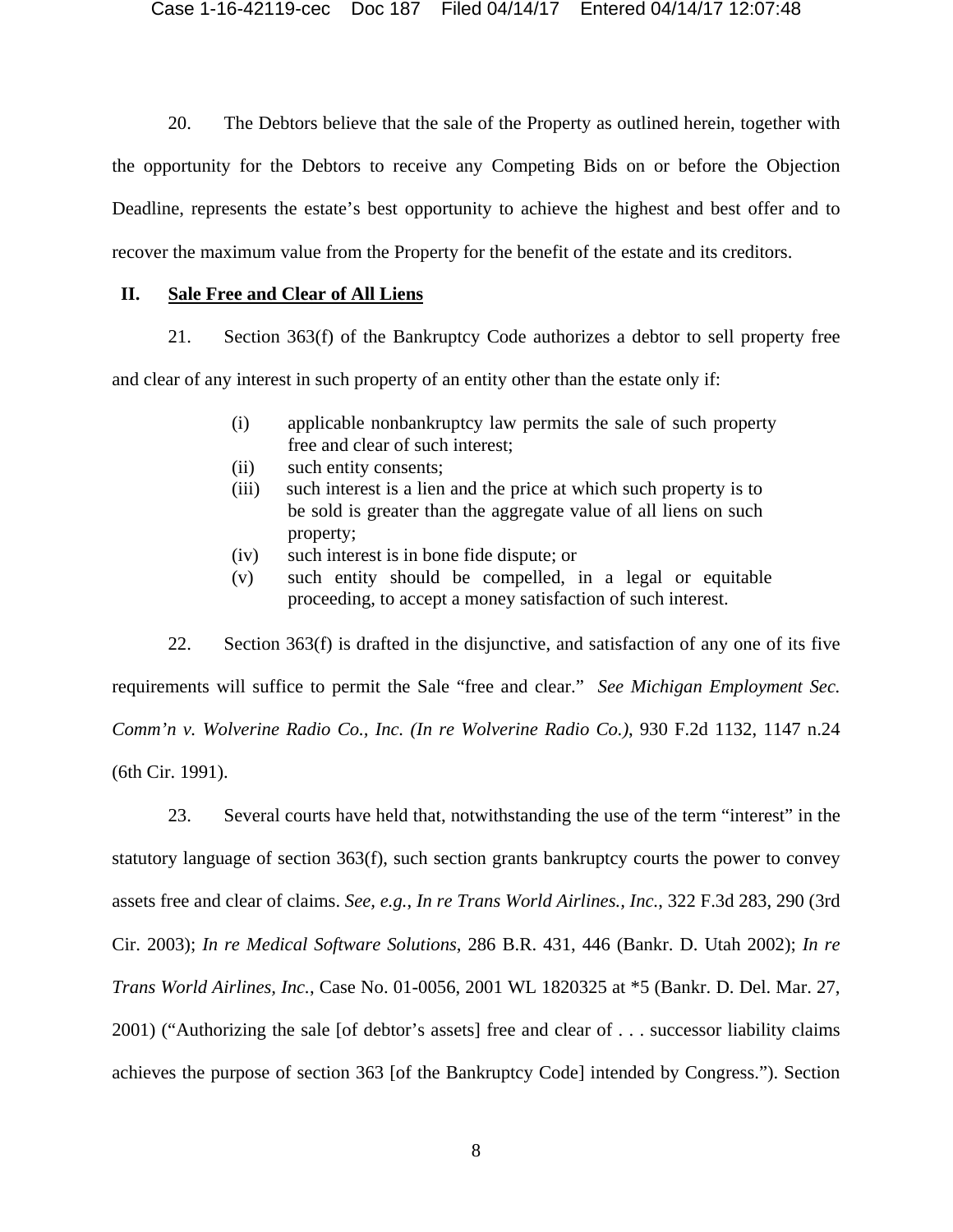20. The Debtors believe that the sale of the Property as outlined herein, together with the opportunity for the Debtors to receive any Competing Bids on or before the Objection Deadline, represents the estate's best opportunity to achieve the highest and best offer and to recover the maximum value from the Property for the benefit of the estate and its creditors.

## II. Sale Free and Clear of All Liens

21. Section 363(f) of the Bankruptcy Code authorizes a debtor to sell property free and clear of any interest in such property of an entity other than the estate only if:

> (i) applicable nonbankruptcy law permits the sale of such property free and clear of such interest;
> (ii) such entity consents;
> (iii) such interest is a lien and the price at which such property is to be sold is greater than the aggregate value of all liens on such property;
> (iv) such interest is in bone fide dispute; or
> (v) such entity should be compelled, in a legal or equitable proceeding, to accept a money satisfaction of such interest.

22. Section 363(f) is drafted in the disjunctive, and satisfaction of any one of its five requirements will suffice to permit the Sale "free and clear." *See Michigan Employment Sec. Comm'n v. Wolverine Radio Co., Inc. (In re Wolverine Radio Co.)*, 930 F.2d 1132, 1147 n.24 (6th Cir. 1991).

23. Several courts have held that, notwithstanding the use of the term "interest" in the statutory language of section 363(f), such section grants bankruptcy courts the power to convey assets free and clear of claims. *See, e.g.*, *In re Trans World Airlines., Inc.*, 322 F.3d 283, 290 (3rd Cir. 2003); *In re Medical Software Solutions*, 286 B.R. 431, 446 (Bankr. D. Utah 2002); *In re Trans World Airlines, Inc.*, Case No. 01-0056, 2001 WL 1820325 at *5 (Bankr. D. Del. Mar. 27, 2001) ("Authorizing the sale [of debtor's assets] free and clear of . . . successor liability claims achieves the purpose of section 363 [of the Bankruptcy Code] intended by Congress."). Section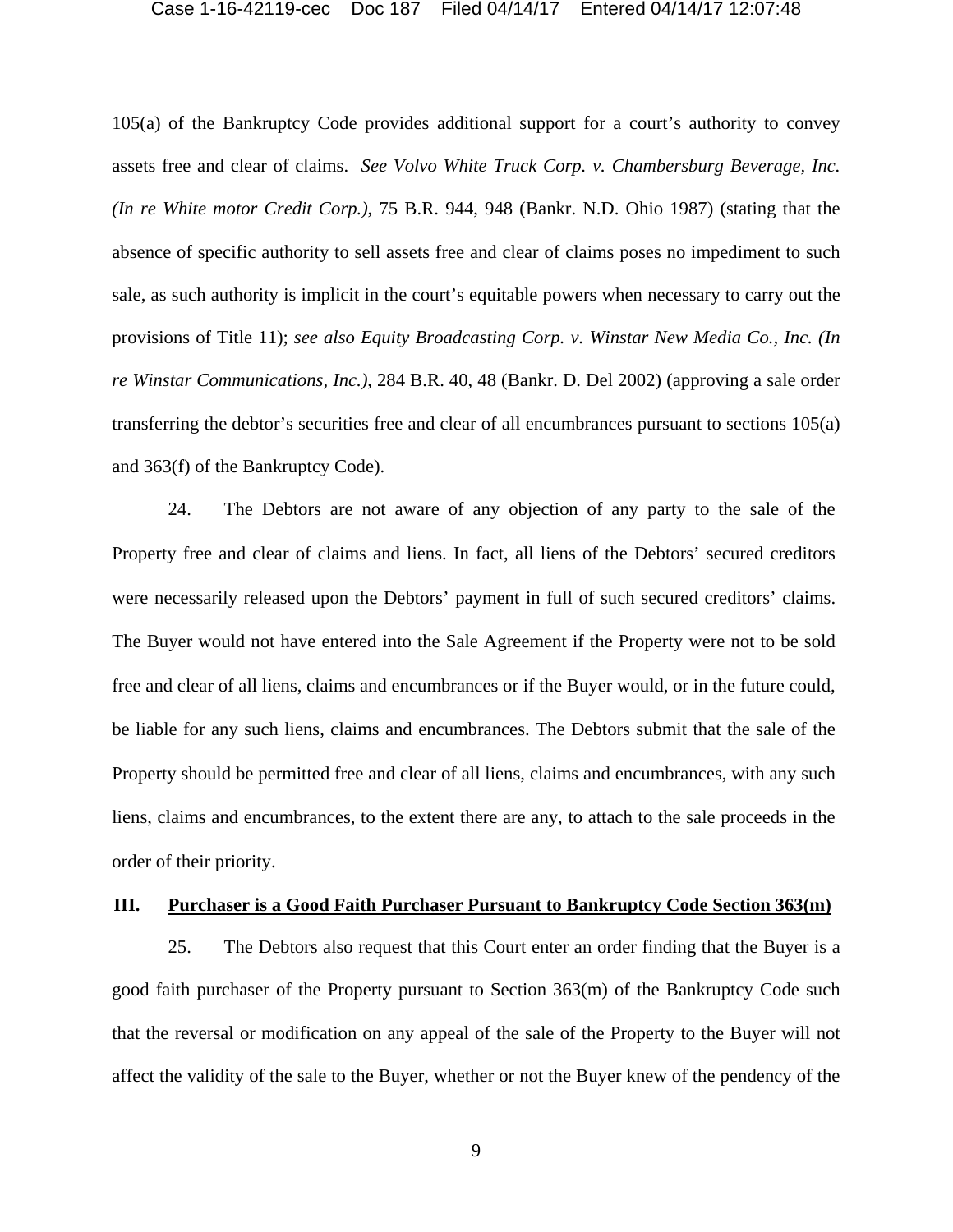105(a) of the Bankruptcy Code provides additional support for a court's authority to convey assets free and clear of claims. *See Volvo White Truck Corp. v. Chambersburg Beverage, Inc. (In re White motor Credit Corp.)*, 75 B.R. 944, 948 (Bankr. N.D. Ohio 1987) (stating that the absence of specific authority to sell assets free and clear of claims poses no impediment to such sale, as such authority is implicit in the court's equitable powers when necessary to carry out the provisions of Title 11); *see also Equity Broadcasting Corp. v. Winstar New Media Co., Inc. (In re Winstar Communications, Inc.)*, 284 B.R. 40, 48 (Bankr. D. Del 2002) (approving a sale order transferring the debtor's securities free and clear of all encumbrances pursuant to sections 105(a) and 363(f) of the Bankruptcy Code).

24. The Debtors are not aware of any objection of any party to the sale of the Property free and clear of claims and liens. In fact, all liens of the Debtors' secured creditors were necessarily released upon the Debtors' payment in full of such secured creditors' claims. The Buyer would not have entered into the Sale Agreement if the Property were not to be sold free and clear of all liens, claims and encumbrances or if the Buyer would, or in the future could, be liable for any such liens, claims and encumbrances. The Debtors submit that the sale of the Property should be permitted free and clear of all liens, claims and encumbrances, with any such liens, claims and encumbrances, to the extent there are any, to attach to the sale proceeds in the order of their priority.

## III. <u>Purchaser is a Good Faith Purchaser Pursuant to Bankruptcy Code Section 363(m)</u>

25. The Debtors also request that this Court enter an order finding that the Buyer is a good faith purchaser of the Property pursuant to Section 363(m) of the Bankruptcy Code such that the reversal or modification on any appeal of the sale of the Property to the Buyer will not affect the validity of the sale to the Buyer, whether or not the Buyer knew of the pendency of the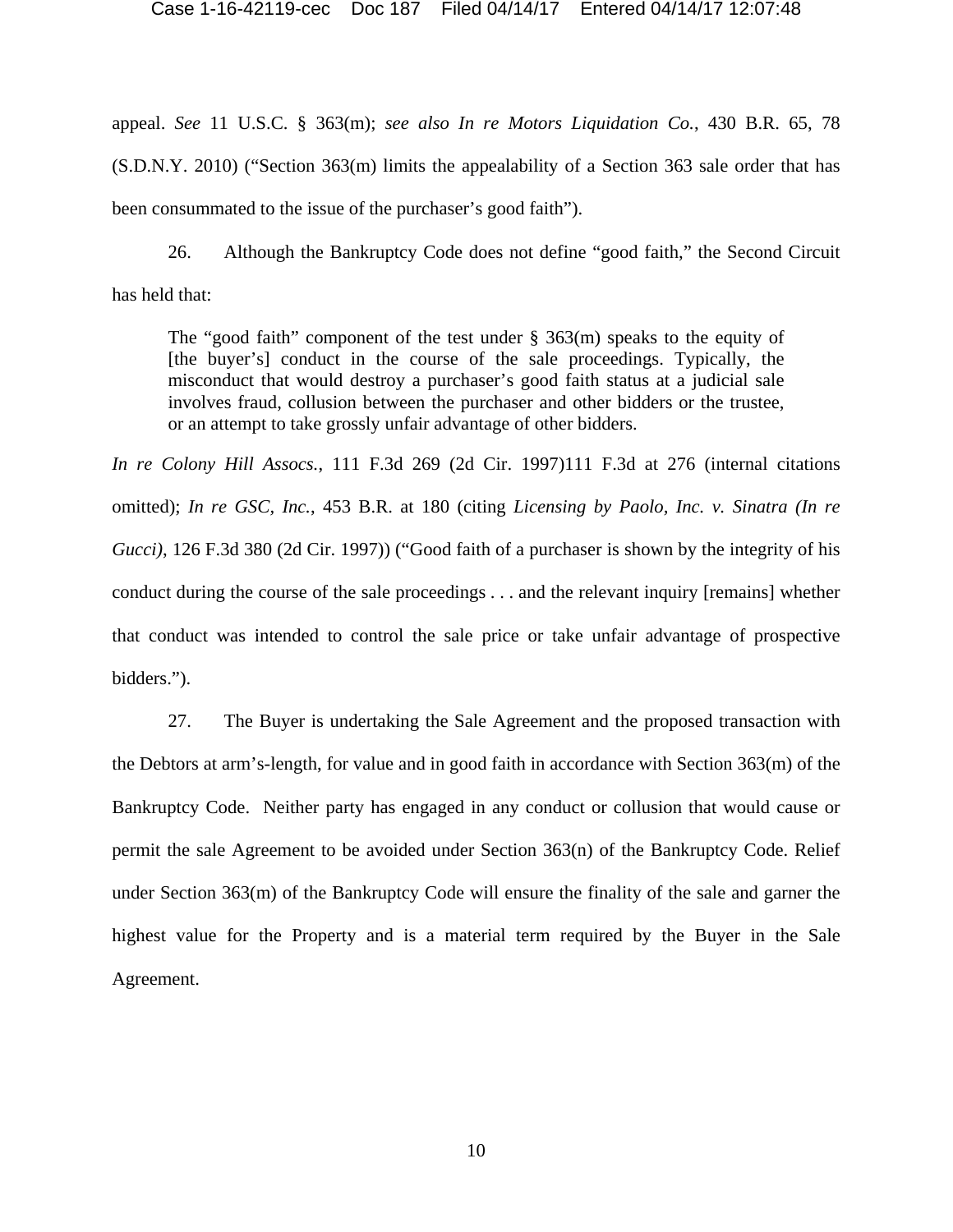appeal. *See* 11 U.S.C. § 363(m); *see also In re Motors Liquidation Co.*, 430 B.R. 65, 78 (S.D.N.Y. 2010) ("Section 363(m) limits the appealability of a Section 363 sale order that has been consummated to the issue of the purchaser's good faith").

26. Although the Bankruptcy Code does not define "good faith," the Second Circuit has held that:

> The "good faith" component of the test under § 363(m) speaks to the equity of [the buyer's] conduct in the course of the sale proceedings. Typically, the misconduct that would destroy a purchaser's good faith status at a judicial sale involves fraud, collusion between the purchaser and other bidders or the trustee, or an attempt to take grossly unfair advantage of other bidders.

*In re Colony Hill Assocs.*, 111 F.3d 269 (2d Cir. 1997)111 F.3d at 276 (internal citations omitted); *In re GSC, Inc.*, 453 B.R. at 180 (citing *Licensing by Paolo, Inc. v. Sinatra (In re Gucci)*, 126 F.3d 380 (2d Cir. 1997)) ("Good faith of a purchaser is shown by the integrity of his conduct during the course of the sale proceedings . . . and the relevant inquiry [remains] whether that conduct was intended to control the sale price or take unfair advantage of prospective bidders.").

27. The Buyer is undertaking the Sale Agreement and the proposed transaction with the Debtors at arm's-length, for value and in good faith in accordance with Section 363(m) of the Bankruptcy Code. Neither party has engaged in any conduct or collusion that would cause or permit the sale Agreement to be avoided under Section 363(n) of the Bankruptcy Code. Relief under Section 363(m) of the Bankruptcy Code will ensure the finality of the sale and garner the highest value for the Property and is a material term required by the Buyer in the Sale Agreement.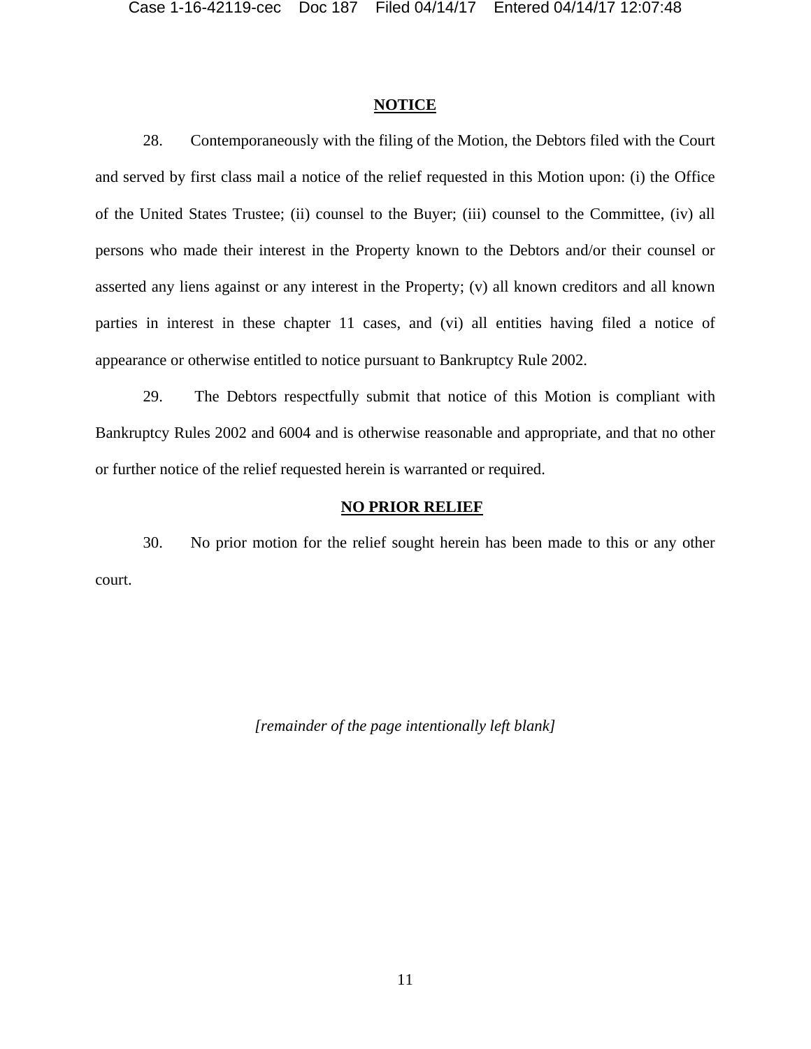## NOTICE

28. Contemporaneously with the filing of the Motion, the Debtors filed with the Court and served by first class mail a notice of the relief requested in this Motion upon: (i) the Office of the United States Trustee; (ii) counsel to the Buyer; (iii) counsel to the Committee, (iv) all persons who made their interest in the Property known to the Debtors and/or their counsel or asserted any liens against or any interest in the Property; (v) all known creditors and all known parties in interest in these chapter 11 cases, and (vi) all entities having filed a notice of appearance or otherwise entitled to notice pursuant to Bankruptcy Rule 2002.

29. The Debtors respectfully submit that notice of this Motion is compliant with Bankruptcy Rules 2002 and 6004 and is otherwise reasonable and appropriate, and that no other or further notice of the relief requested herein is warranted or required.

## NO PRIOR RELIEF

30. No prior motion for the relief sought herein has been made to this or any other court.

*[remainder of the page intentionally left blank]*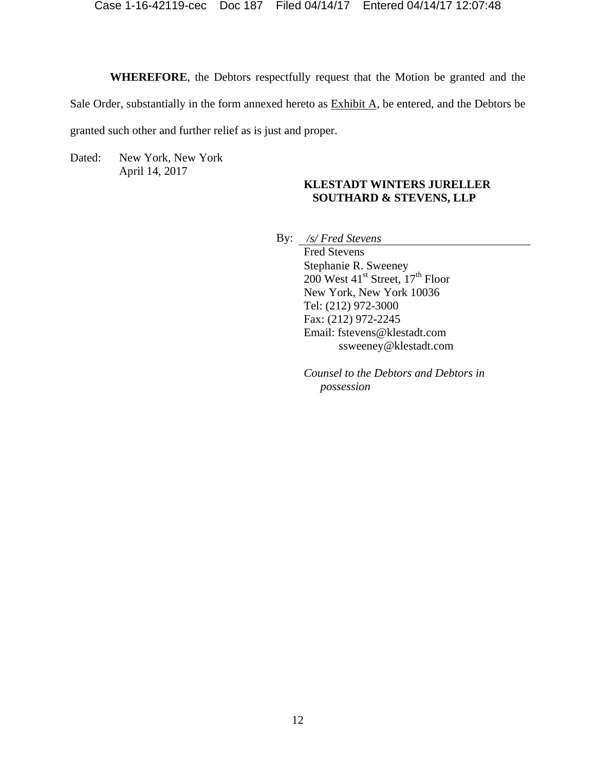**WHEREFORE**, the Debtors respectfully request that the Motion be granted and the Sale Order, substantially in the form annexed hereto as Exhibit A, be entered, and the Debtors be granted such other and further relief as is just and proper.

Dated: New York, New York
April 14, 2017

**KLESTADT WINTERS JURELLER SOUTHARD & STEVENS, LLP**

By: */s/ Fred Stevens*
Fred Stevens
Stephanie R. Sweeney
200 West 41st Street, 17th Floor
New York, New York 10036
Tel: (212) 972-3000
Fax: (212) 972-2245
Email: fstevens@klestadt.com
ssweeney@klestadt.com

*Counsel to the Debtors and Debtors in possession*